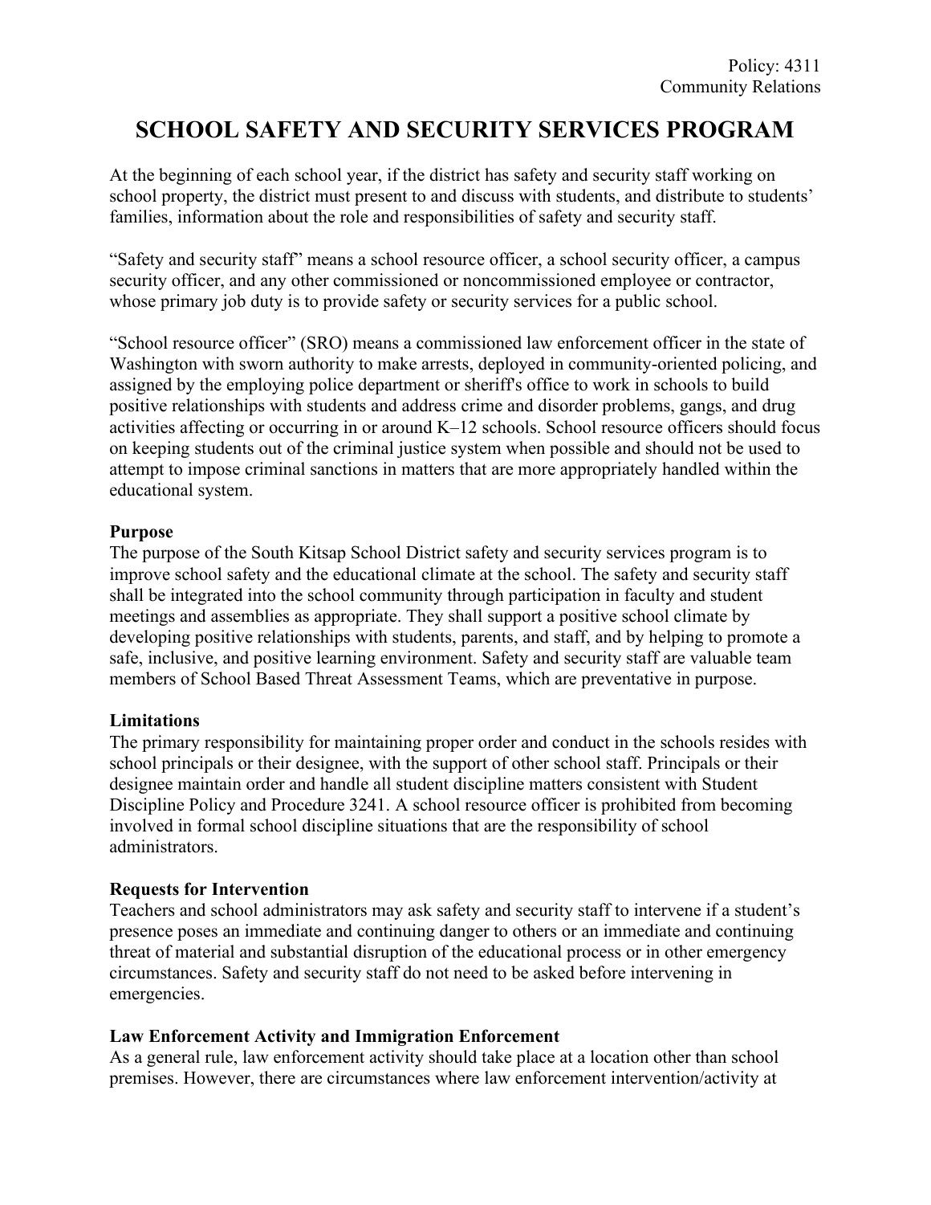Policy: 4311
Community Relations

# SCHOOL SAFETY AND SECURITY SERVICES PROGRAM

At the beginning of each school year, if the district has safety and security staff working on school property, the district must present to and discuss with students, and distribute to students' families, information about the role and responsibilities of safety and security staff.

"Safety and security staff" means a school resource officer, a school security officer, a campus security officer, and any other commissioned or noncommissioned employee or contractor, whose primary job duty is to provide safety or security services for a public school.

"School resource officer" (SRO) means a commissioned law enforcement officer in the state of Washington with sworn authority to make arrests, deployed in community-oriented policing, and assigned by the employing police department or sheriff's office to work in schools to build positive relationships with students and address crime and disorder problems, gangs, and drug activities affecting or occurring in or around K–12 schools. School resource officers should focus on keeping students out of the criminal justice system when possible and should not be used to attempt to impose criminal sanctions in matters that are more appropriately handled within the educational system.

**Purpose**

The purpose of the South Kitsap School District safety and security services program is to improve school safety and the educational climate at the school. The safety and security staff shall be integrated into the school community through participation in faculty and student meetings and assemblies as appropriate. They shall support a positive school climate by developing positive relationships with students, parents, and staff, and by helping to promote a safe, inclusive, and positive learning environment. Safety and security staff are valuable team members of School Based Threat Assessment Teams, which are preventative in purpose.

**Limitations**

The primary responsibility for maintaining proper order and conduct in the schools resides with school principals or their designee, with the support of other school staff. Principals or their designee maintain order and handle all student discipline matters consistent with Student Discipline Policy and Procedure 3241. A school resource officer is prohibited from becoming involved in formal school discipline situations that are the responsibility of school administrators.

**Requests for Intervention**

Teachers and school administrators may ask safety and security staff to intervene if a student's presence poses an immediate and continuing danger to others or an immediate and continuing threat of material and substantial disruption of the educational process or in other emergency circumstances. Safety and security staff do not need to be asked before intervening in emergencies.

**Law Enforcement Activity and Immigration Enforcement**

As a general rule, law enforcement activity should take place at a location other than school premises. However, there are circumstances where law enforcement intervention/activity at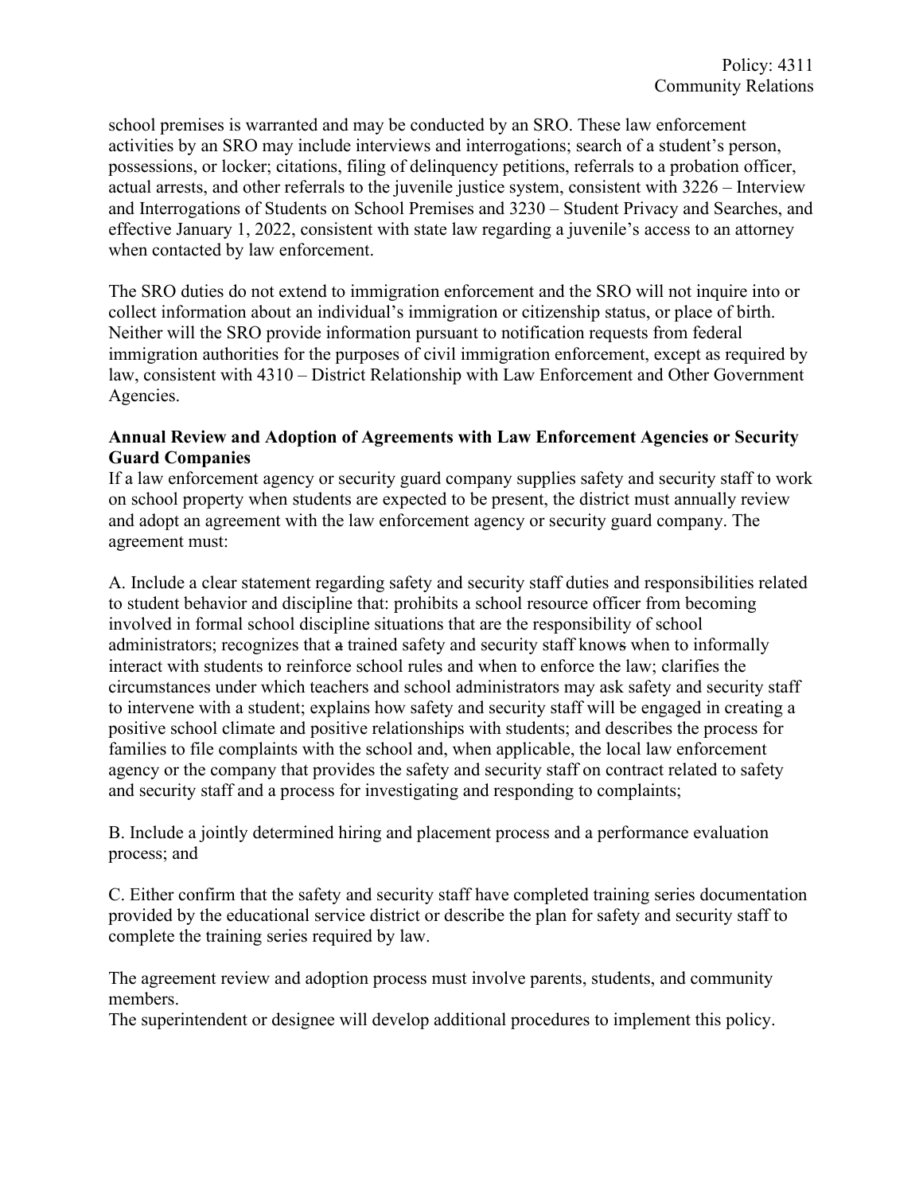school premises is warranted and may be conducted by an SRO. These law enforcement activities by an SRO may include interviews and interrogations; search of a student's person, possessions, or locker; citations, filing of delinquency petitions, referrals to a probation officer, actual arrests, and other referrals to the juvenile justice system, consistent with 3226 – Interview and Interrogations of Students on School Premises and 3230 – Student Privacy and Searches, and effective January 1, 2022, consistent with state law regarding a juvenile's access to an attorney when contacted by law enforcement.

The SRO duties do not extend to immigration enforcement and the SRO will not inquire into or collect information about an individual's immigration or citizenship status, or place of birth. Neither will the SRO provide information pursuant to notification requests from federal immigration authorities for the purposes of civil immigration enforcement, except as required by law, consistent with 4310 – District Relationship with Law Enforcement and Other Government Agencies.

**Annual Review and Adoption of Agreements with Law Enforcement Agencies or Security Guard Companies**

If a law enforcement agency or security guard company supplies safety and security staff to work on school property when students are expected to be present, the district must annually review and adopt an agreement with the law enforcement agency or security guard company. The agreement must:

A. Include a clear statement regarding safety and security staff duties and responsibilities related to student behavior and discipline that: prohibits a school resource officer from becoming involved in formal school discipline situations that are the responsibility of school administrators; recognizes that ~~a~~ trained safety and security staff know~~s~~ when to informally interact with students to reinforce school rules and when to enforce the law; clarifies the circumstances under which teachers and school administrators may ask safety and security staff to intervene with a student; explains how safety and security staff will be engaged in creating a positive school climate and positive relationships with students; and describes the process for families to file complaints with the school and, when applicable, the local law enforcement agency or the company that provides the safety and security staff on contract related to safety and security staff and a process for investigating and responding to complaints;

B. Include a jointly determined hiring and placement process and a performance evaluation process; and

C. Either confirm that the safety and security staff have completed training series documentation provided by the educational service district or describe the plan for safety and security staff to complete the training series required by law.

The agreement review and adoption process must involve parents, students, and community members.

The superintendent or designee will develop additional procedures to implement this policy.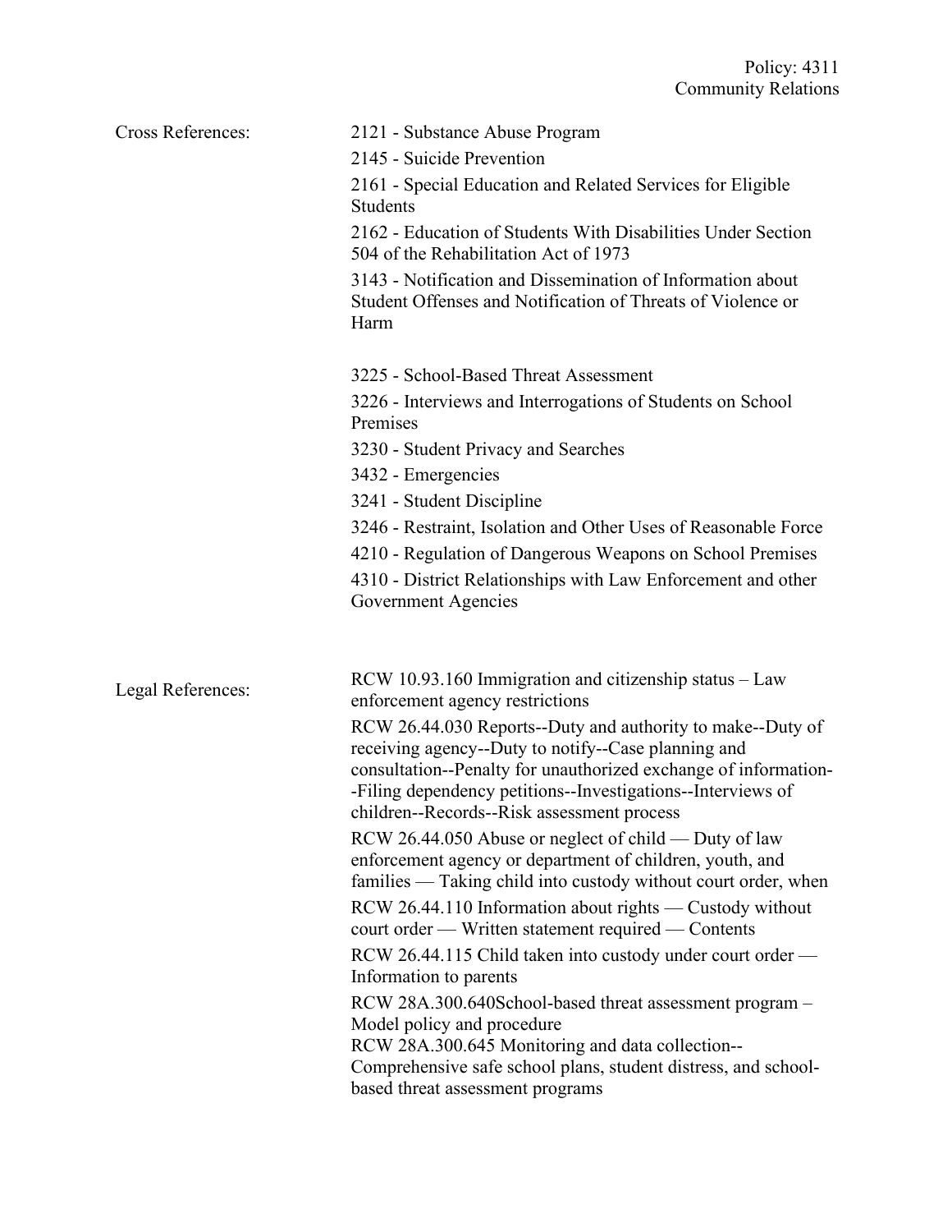Cross References:

2121 - Substance Abuse Program

2145 - Suicide Prevention

2161 - Special Education and Related Services for Eligible Students

2162 - Education of Students With Disabilities Under Section 504 of the Rehabilitation Act of 1973

3143 - Notification and Dissemination of Information about Student Offenses and Notification of Threats of Violence or Harm

3225 - School-Based Threat Assessment

3226 - Interviews and Interrogations of Students on School Premises

3230 - Student Privacy and Searches

3432 - Emergencies

3241 - Student Discipline

3246 - Restraint, Isolation and Other Uses of Reasonable Force

4210 - Regulation of Dangerous Weapons on School Premises

4310 - District Relationships with Law Enforcement and other Government Agencies

Legal References:

RCW 10.93.160 Immigration and citizenship status – Law enforcement agency restrictions

RCW 26.44.030 Reports--Duty and authority to make--Duty of receiving agency--Duty to notify--Case planning and consultation--Penalty for unauthorized exchange of information--Filing dependency petitions--Investigations--Interviews of children--Records--Risk assessment process

RCW 26.44.050 Abuse or neglect of child — Duty of law enforcement agency or department of children, youth, and families — Taking child into custody without court order, when

RCW 26.44.110 Information about rights — Custody without court order — Written statement required — Contents

RCW 26.44.115 Child taken into custody under court order — Information to parents

RCW 28A.300.640School-based threat assessment program – Model policy and procedure

RCW 28A.300.645 Monitoring and data collection--Comprehensive safe school plans, student distress, and school-based threat assessment programs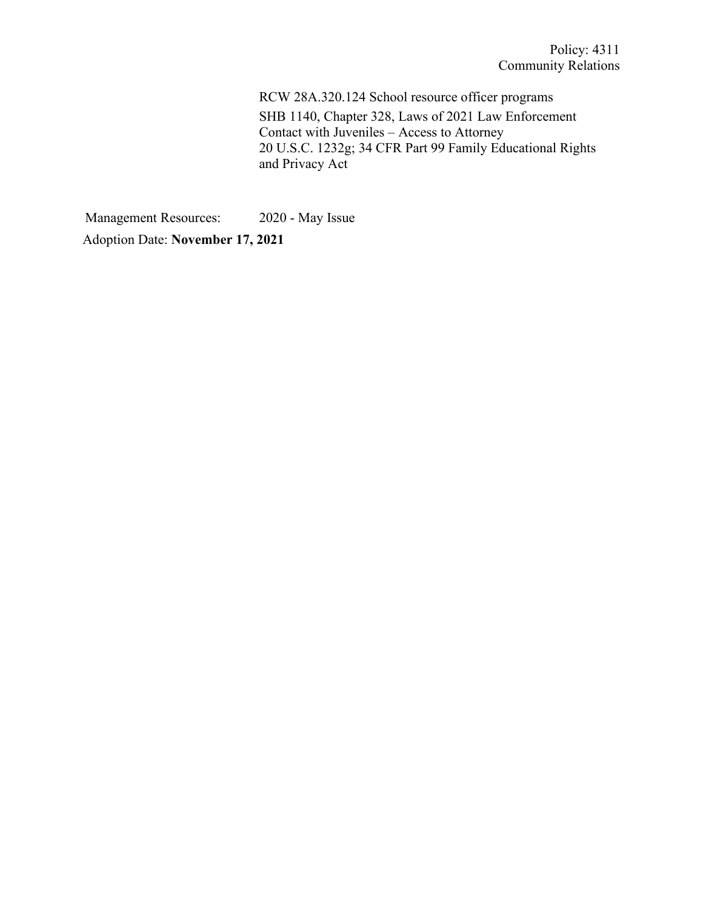RCW 28A.320.124 School resource officer programs
SHB 1140, Chapter 328, Laws of 2021 Law Enforcement Contact with Juveniles – Access to Attorney
20 U.S.C. 1232g; 34 CFR Part 99 Family Educational Rights and Privacy Act

Management Resources: 2020 - May Issue

Adoption Date: **November 17, 2021**